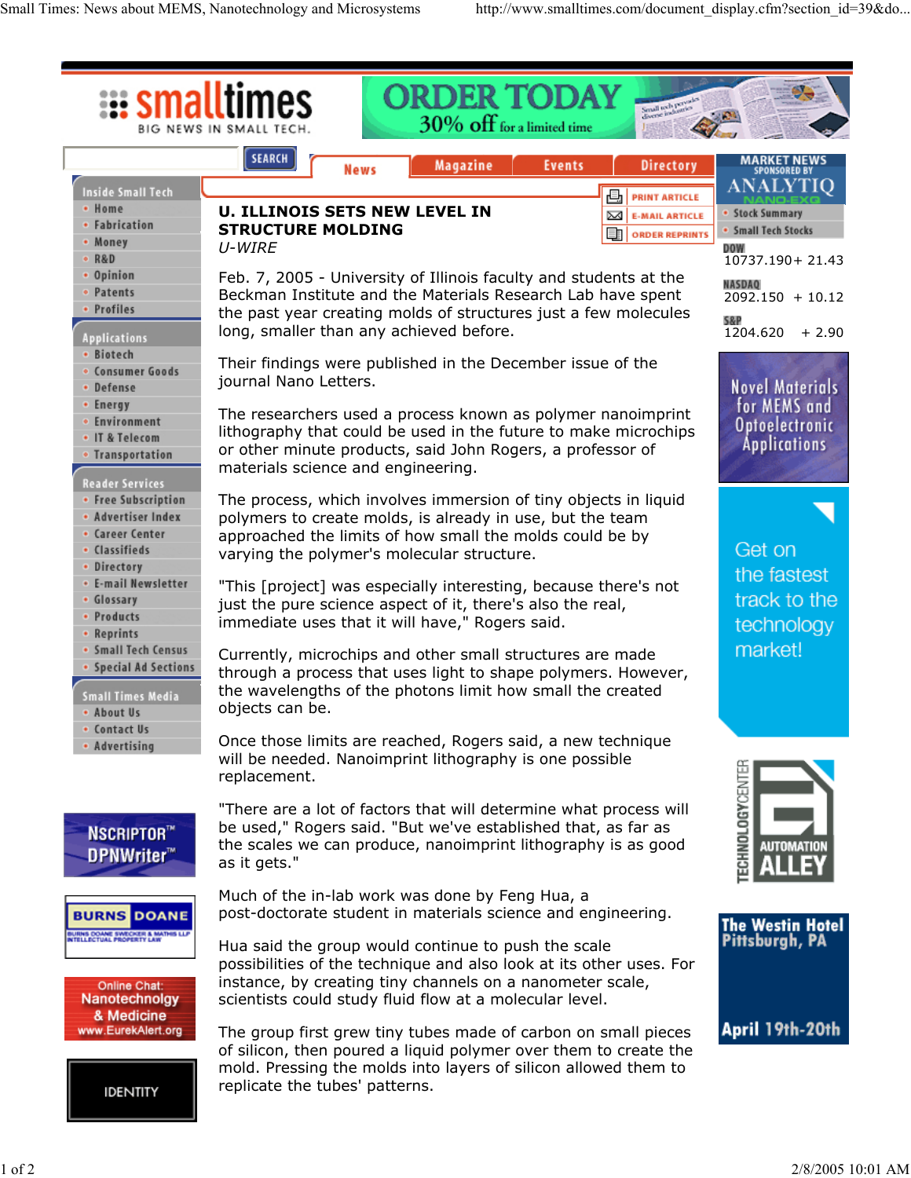# U. ILLINOIS SETS NEW LEVEL IN STRUCTURE MOLDING

*U-WIRE*

Feb. 7, 2005 - University of Illinois faculty and students at the Beckman Institute and the Materials Research Lab have spent the past year creating molds of structures just a few molecules long, smaller than any achieved before.

Their findings were published in the December issue of the journal Nano Letters.

The researchers used a process known as polymer nanoimprint lithography that could be used in the future to make microchips or other minute products, said John Rogers, a professor of materials science and engineering.

The process, which involves immersion of tiny objects in liquid polymers to create molds, is already in use, but the team approached the limits of how small the molds could be by varying the polymer's molecular structure.

"This [project] was especially interesting, because there's not just the pure science aspect of it, there's also the real, immediate uses that it will have," Rogers said.

Currently, microchips and other small structures are made through a process that uses light to shape polymers. However, the wavelengths of the photons limit how small the created objects can be.

Once those limits are reached, Rogers said, a new technique will be needed. Nanoimprint lithography is one possible replacement.

"There are a lot of factors that will determine what process will be used," Rogers said. "But we've established that, as far as the scales we can produce, nanoimprint lithography is as good as it gets."

Much of the in-lab work was done by Feng Hua, a post-doctorate student in materials science and engineering.

Hua said the group would continue to push the scale possibilities of the technique and also look at its other uses. For instance, by creating tiny channels on a nanometer scale, scientists could study fluid flow at a molecular level.

The group first grew tiny tubes made of carbon on small pieces of silicon, then poured a liquid polymer over them to create the mold. Pressing the molds into layers of silicon allowed them to replicate the tubes' patterns.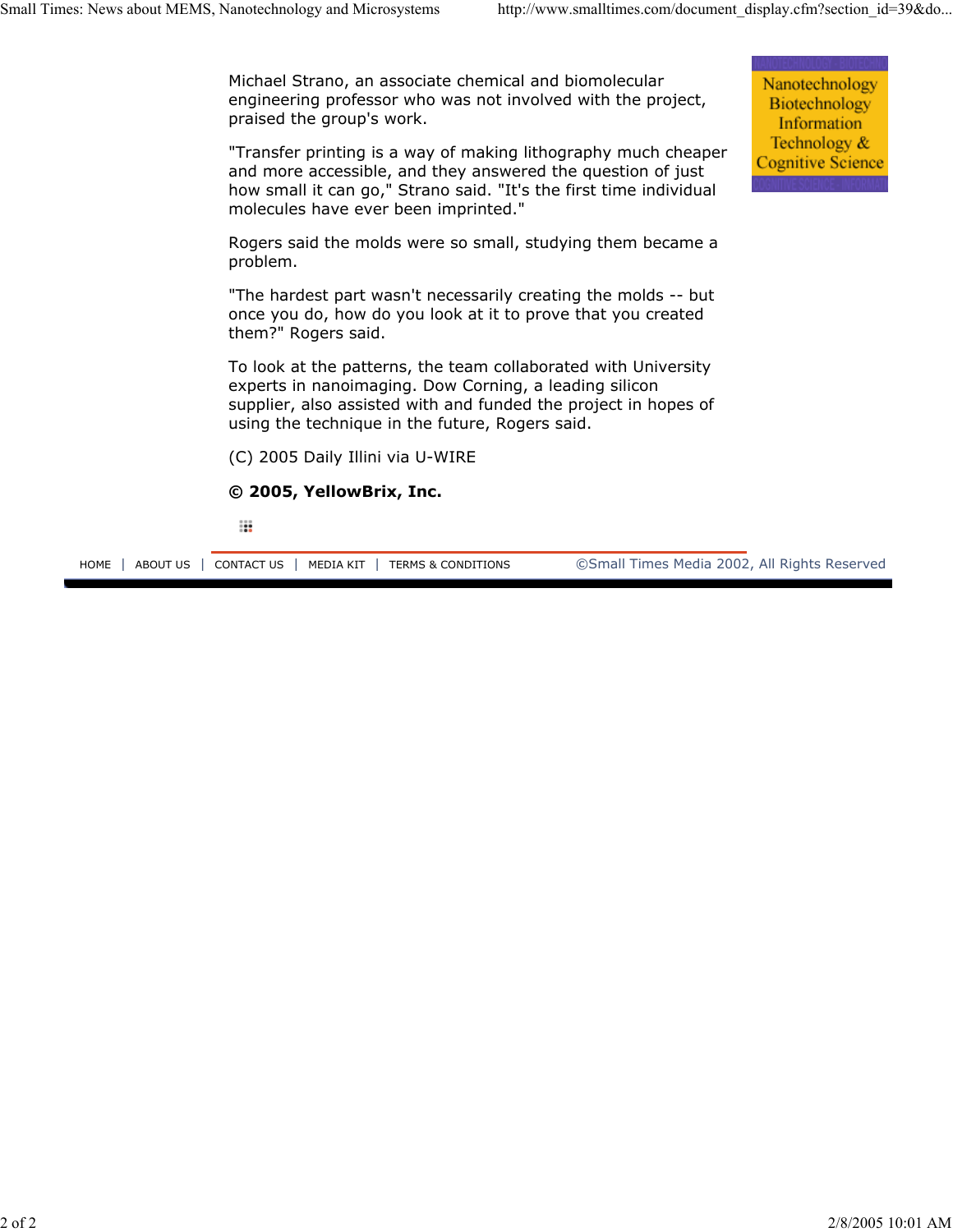Michael Strano, an associate chemical and biomolecular engineering professor who was not involved with the project, praised the group's work.

"Transfer printing is a way of making lithography much cheaper and more accessible, and they answered the question of just how small it can go," Strano said. "It's the first time individual molecules have ever been imprinted."

Rogers said the molds were so small, studying them became a problem.

"The hardest part wasn't necessarily creating the molds -- but once you do, how do you look at it to prove that you created them?" Rogers said.

To look at the patterns, the team collaborated with University experts in nanoimaging. Dow Corning, a leading silicon supplier, also assisted with and funded the project in hopes of using the technique in the future, Rogers said.

(C) 2005 Daily Illini via U-WIRE

**© 2005, YellowBrix, Inc.**

HOME | ABOUT US | CONTACT US | MEDIA KIT | TERMS & CONDITIONS

©Small Times Media 2002, All Rights Reserved